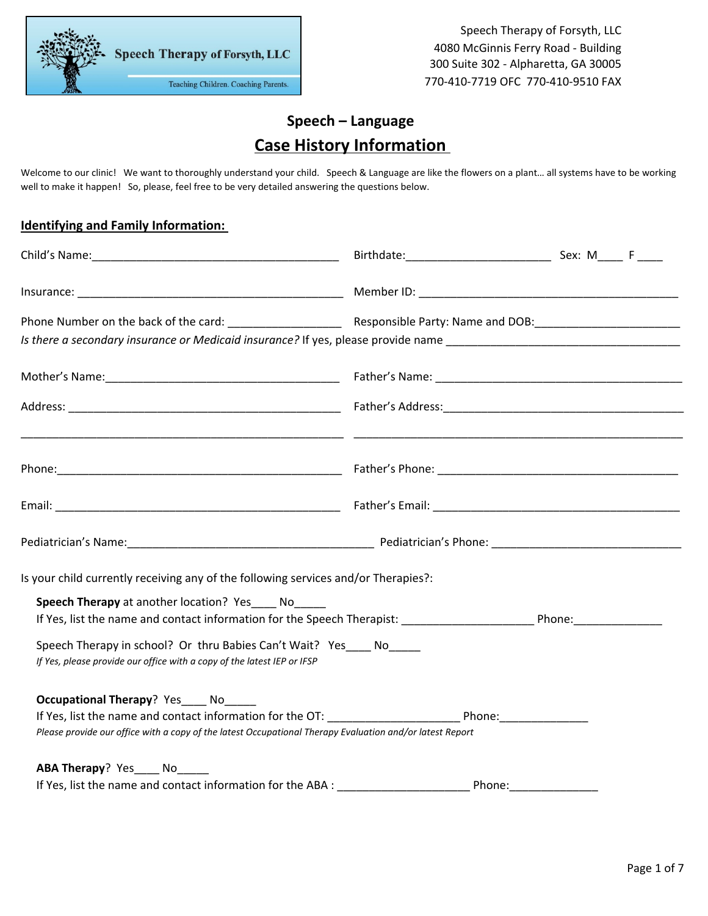Speech Therapy of Forsyth, LLC
Teaching Children. Coaching Parents.

Speech Therapy of Forsyth, LLC
4080 McGinnis Ferry Road - Building
300 Suite 302 - Alpharetta, GA 30005
770-410-7719 OFC 770-410-9510 FAX

## Speech – Language

## Case History Information

Welcome to our clinic! We want to thoroughly understand your child. Speech & Language are like the flowers on a plant… all systems have to be working well to make it happen! So, please, feel free to be very detailed answering the questions below.

### Identifying and Family Information:

Child's Name:_______________________________________ Birthdate:_______________________ Sex: M____ F ____

Insurance: ___________________________________________ Member ID: _________________________________________

Phone Number on the back of the card: __________________ Responsible Party: Name and DOB:_______________________

*Is there a secondary insurance or Medicaid insurance?* If yes, please provide name _____________________________________

Mother's Name:_____________________________________ Father's Name: _______________________________________

Address: ____________________________________________ Father's Address:_____________________________________

____________________________________________________ ______________________________________________________

Phone:_______________________________________________ Father's Phone: ______________________________________

Email: _______________________________________________ Father's Email: _______________________________________

Pediatrician's Name:_______________________________________ Pediatrician's Phone: ______________________________

Is your child currently receiving any of the following services and/or Therapies?:

**Speech Therapy** at another location? Yes____ No_____
If Yes, list the name and contact information for the Speech Therapist: ____________________ Phone:_____________

Speech Therapy in school? Or thru Babies Can't Wait? Yes____ No_____
*If Yes, please provide our office with a copy of the latest IEP or IFSP*

**Occupational Therapy**? Yes____ No_____
If Yes, list the name and contact information for the OT: ____________________ Phone:_____________
*Please provide our office with a copy of the latest Occupational Therapy Evaluation and/or latest Report*

**ABA Therapy**? Yes____ No_____
If Yes, list the name and contact information for the ABA : ____________________ Phone:_____________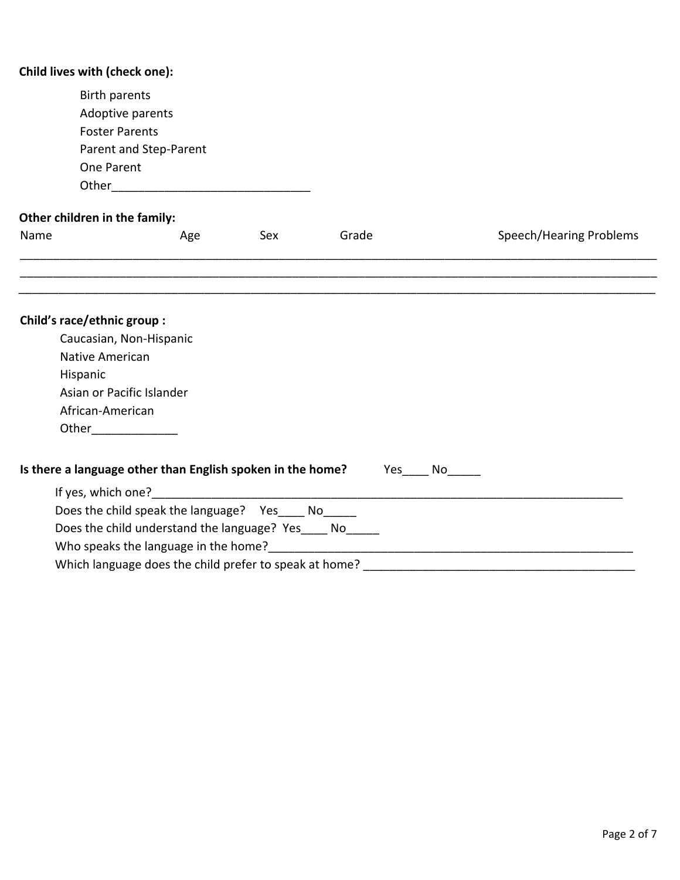**Child lives with (check one):**

- Birth parents
- Adoptive parents
- Foster Parents
- Parent and Step-Parent
- One Parent
- Other_____________________________

**Other children in the family:**

| Name | Age | Sex | Grade | Speech/Hearing Problems |
| --- | --- | --- | --- | --- |
| | | | | |
| | | | | |
| | | | | |

**Child's race/ethnic group :**

- Caucasian, Non-Hispanic
- Native American
- Hispanic
- Asian or Pacific Islander
- African-American
- Other_____________

**Is there a language other than English spoken in the home?** Yes____ No_____

If yes, which one?___________________________________________________________________________

Does the child speak the language? Yes____ No_____

Does the child understand the language? Yes____ No_____

Who speaks the language in the home?___________________________________________________________

Which language does the child prefer to speak at home? __________________________________________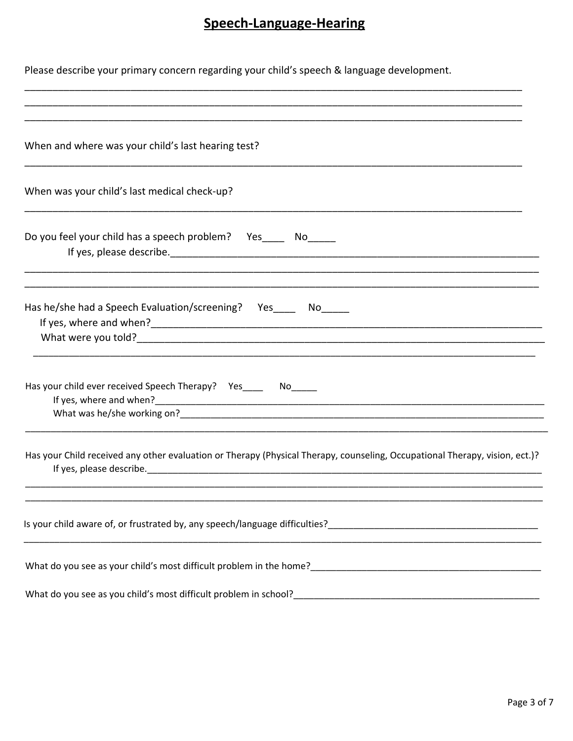# Speech-Language-Hearing

Please describe your primary concern regarding your child's speech & language development.

______________________________________________________________________________________________
______________________________________________________________________________________________
______________________________________________________________________________________________

When and where was your child's last hearing test?

______________________________________________________________________________________________

When was your child's last medical check-up?

______________________________________________________________________________________________

Do you feel your child has a speech problem? Yes____ No_____

If yes, please describe.______________________________________________________________________
______________________________________________________________________________________________
______________________________________________________________________________________________

Has he/she had a Speech Evaluation/screening? Yes____ No_____

If yes, where and when?_______________________________________________________________________

What were you told?___________________________________________________________________________
______________________________________________________________________________________________

Has your child ever received Speech Therapy? Yes____ No_____

If yes, where and when?_______________________________________________________________________

What was he/she working on?___________________________________________________________________
______________________________________________________________________________________________

Has your Child received any other evaluation or Therapy (Physical Therapy, counseling, Occupational Therapy, vision, ect.)?

If yes, please describe.______________________________________________________________________
______________________________________________________________________________________________
______________________________________________________________________________________________

Is your child aware of, or frustrated by, any speech/language difficulties?__________________________
______________________________________________________________________________________________

What do you see as your child's most difficult problem in the home?_________________________________

What do you see as you child's most difficult problem in school?___________________________________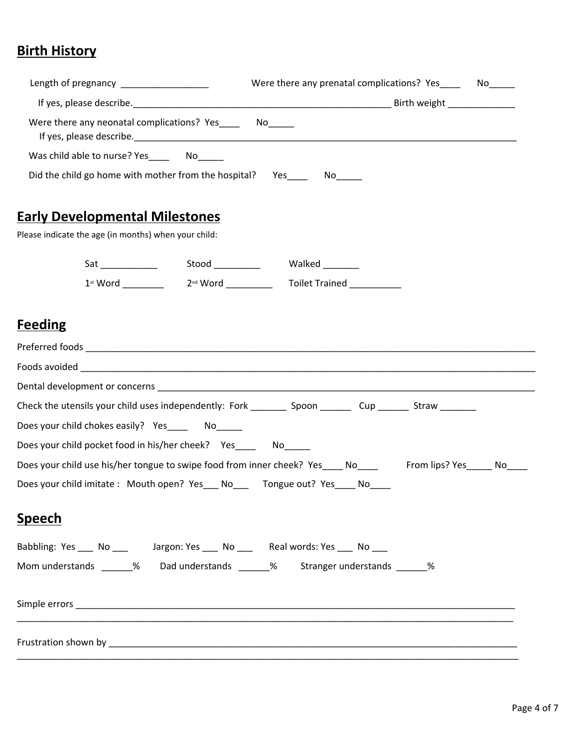## Birth History

Length of pregnancy _________________ Were there any prenatal complications? Yes____ No_____

If yes, please describe.____________________________________________________ Birth weight _____________

Were there any neonatal complications? Yes____ No_____
If yes, please describe.______________________________________________________________________________

Was child able to nurse? Yes____ No_____

Did the child go home with mother from the hospital? Yes____ No_____

## Early Developmental Milestones

Please indicate the age (in months) when your child:

Sat ___________ Stood _________ Walked _______

1st Word ________ 2nd Word _________ Toilet Trained __________

## Feeding

Preferred foods ___________________________________________________________________________________

Foods avoided ____________________________________________________________________________________

Dental development or concerns _____________________________________________________________________

Check the utensils your child uses independently: Fork _______ Spoon ______ Cup ______ Straw _______

Does your child chokes easily? Yes____ No_____

Does your child pocket food in his/her cheek? Yes____ No_____

Does your child use his/her tongue to swipe food from inner cheek? Yes____ No____ From lips? Yes_____ No____

Does your child imitate : Mouth open? Yes___ No___ Tongue out? Yes____ No____

## Speech

Babbling: Yes ___ No ___ Jargon: Yes ___ No ___ Real words: Yes ___ No ___

Mom understands ______% Dad understands ______% Stranger understands ______%

Simple errors ______________________________________________________________________________________
_____________________________________________________________________________________________________

Frustration shown by _________________________________________________________________________________
_____________________________________________________________________________________________________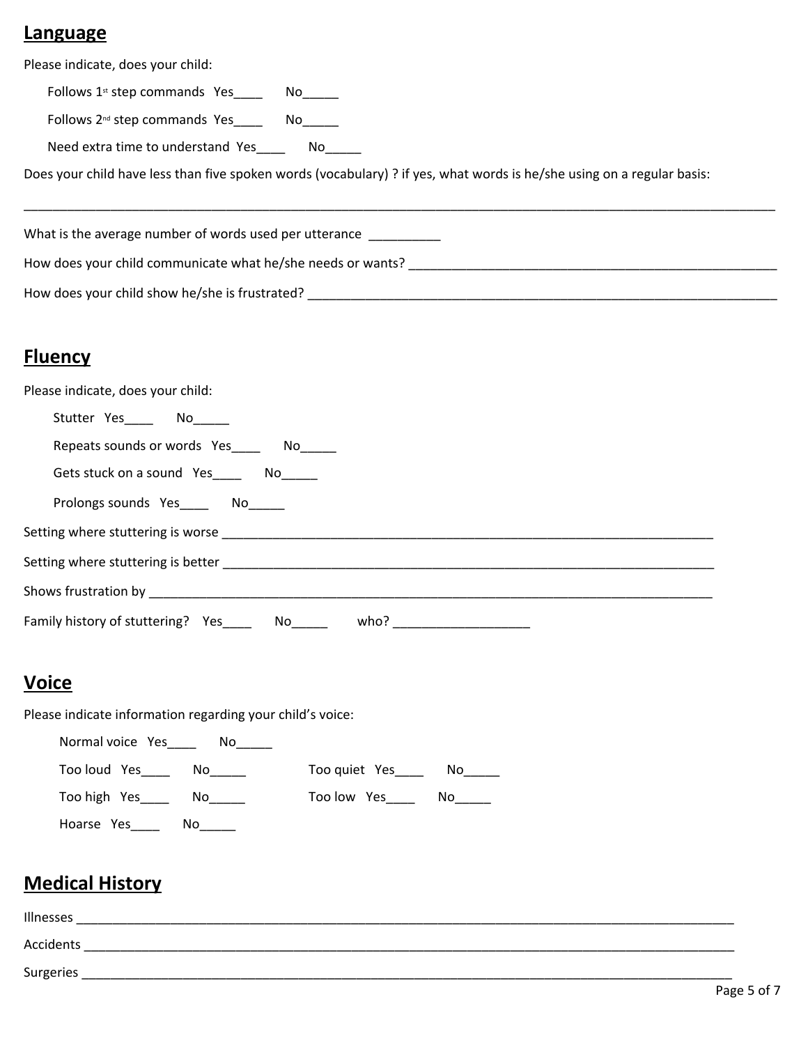## Language

Please indicate, does your child:

Follows 1st step commands Yes____ No_____

Follows 2nd step commands Yes____ No_____

Need extra time to understand Yes____ No_____

Does your child have less than five spoken words (vocabulary) ? if yes, what words is he/she using on a regular basis:

_______________________________________________________________________________________________

What is the average number of words used per utterance __________

How does your child communicate what he/she needs or wants? _____________________________________________

How does your child show he/she is frustrated? _______________________________________________________

## Fluency

Please indicate, does your child:

Stutter Yes____ No_____

Repeats sounds or words Yes____ No_____

Gets stuck on a sound Yes____ No_____

Prolongs sounds Yes____ No_____

Setting where stuttering is worse ___________________________________________________________

Setting where stuttering is better ___________________________________________________________

Shows frustration by _____________________________________________________________________

Family history of stuttering? Yes____ No_____ who? ___________________

## Voice

Please indicate information regarding your child's voice:

Normal voice Yes____ No_____

Too loud Yes____ No_____ Too quiet Yes____ No_____

Too high Yes____ No_____ Too low Yes____ No_____

Hoarse Yes____ No_____

## Medical History

Illnesses ___________________________________________________________________________

Accidents __________________________________________________________________________

Surgeries __________________________________________________________________________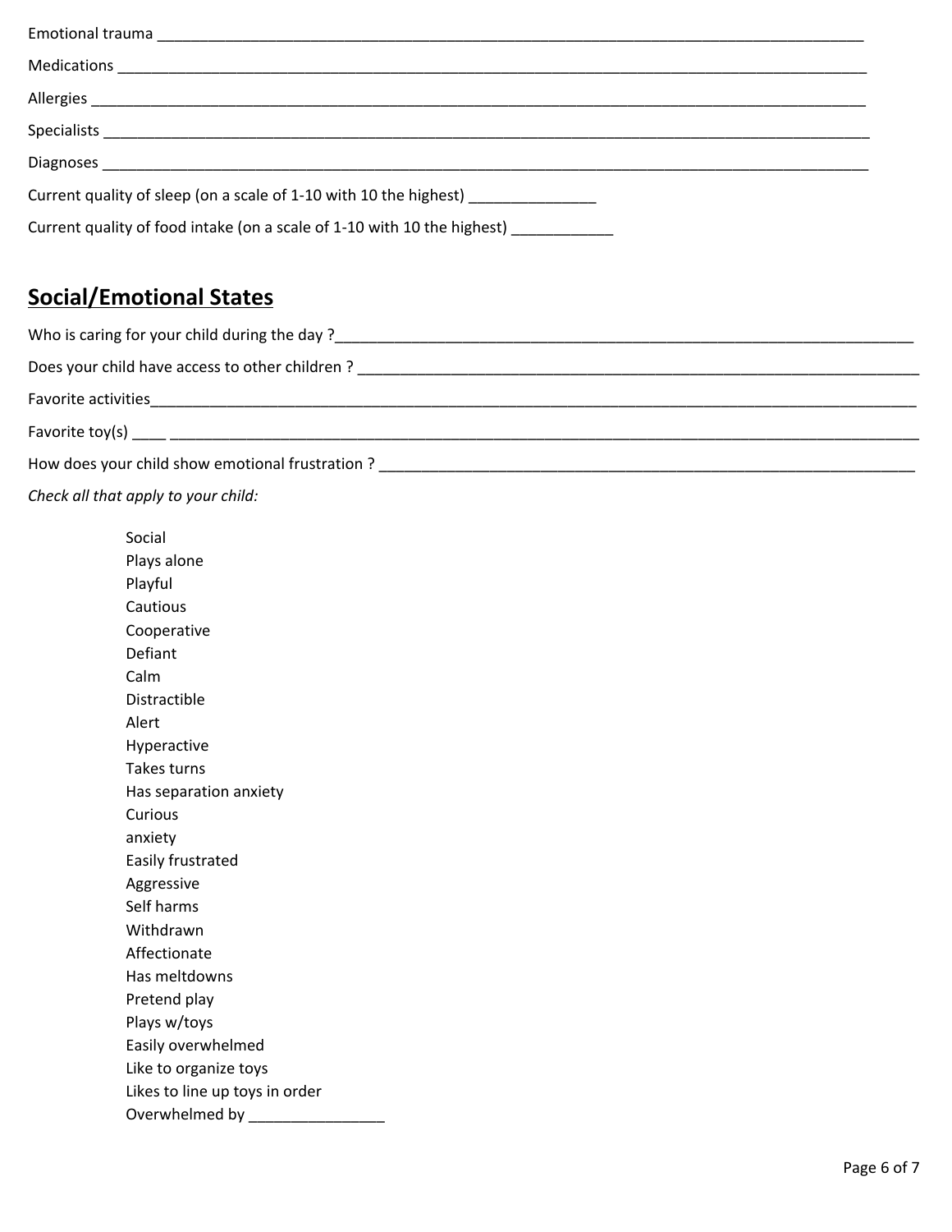Emotional trauma ________________________________________________________________________________________

Medications ____________________________________________________________________________________________

Allergies ______________________________________________________________________________________________

Specialists ____________________________________________________________________________________________

Diagnoses ______________________________________________________________________________________________

Current quality of sleep (on a scale of 1-10 with 10 the highest) _______________

Current quality of food intake (on a scale of 1-10 with 10 the highest) ____________

## Social/Emotional States

Who is caring for your child during the day ?__________________________________________________________________

Does your child have access to other children ? ________________________________________________________________

Favorite activities____________________________________________________________________________________________

Favorite toy(s) ____ _________________________________________________________________________________________

How does your child show emotional frustration ? _____________________________________________________________

*Check all that apply to your child:*

Social
Plays alone
Playful
Cautious
Cooperative
Defiant
Calm
Distractible
Alert
Hyperactive
Takes turns
Has separation anxiety
Curious
anxiety
Easily frustrated
Aggressive
Self harms
Withdrawn
Affectionate
Has meltdowns
Pretend play
Plays w/toys
Easily overwhelmed
Like to organize toys
Likes to line up toys in order
Overwhelmed by ________________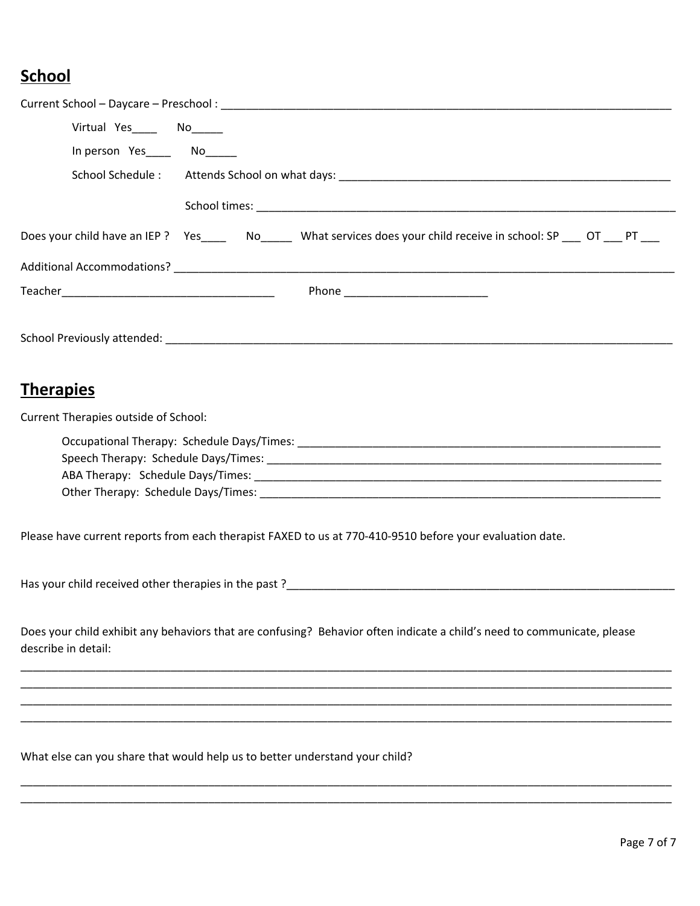## School

Current School – Daycare – Preschool : ___________________________________________________________________________

Virtual Yes____ No_____

In person Yes____ No_____

School Schedule : Attends School on what days: _______________________________________________________

School times: ______________________________________________________________________

Does your child have an IEP ? Yes____ No_____ What services does your child receive in school: SP ___ OT ___ PT ___

Additional Accommodations? ________________________________________________________________________________

Teacher__________________________________ Phone _______________________

School Previously attended: ___________________________________________________________________________________

## Therapies

Current Therapies outside of School:

Occupational Therapy: Schedule Days/Times: ___________________________________________________________

Speech Therapy: Schedule Days/Times: _________________________________________________________________

ABA Therapy: Schedule Days/Times: ___________________________________________________________________

Other Therapy: Schedule Days/Times: __________________________________________________________________

Please have current reports from each therapist FAXED to us at 770-410-9510 before your evaluation date.

Has your child received other therapies in the past ?_________________________________________________________________

Does your child exhibit any behaviors that are confusing? Behavior often indicate a child's need to communicate, please describe in detail:

_____________________________________________________________________________________________________________
_____________________________________________________________________________________________________________
_____________________________________________________________________________________________________________
_____________________________________________________________________________________________________________

What else can you share that would help us to better understand your child?

_____________________________________________________________________________________________________________
_____________________________________________________________________________________________________________